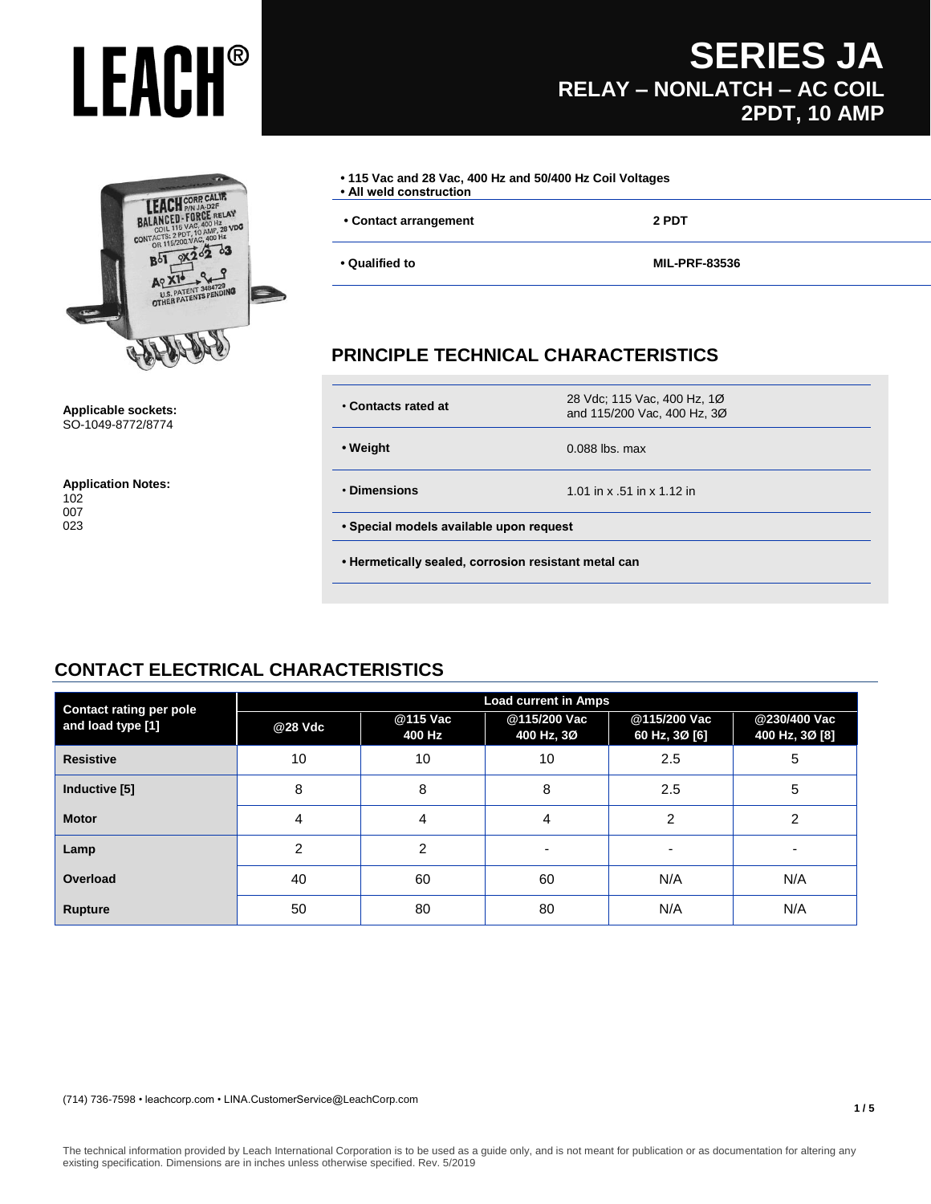# LEACH®

# SERIES JA

## RELAY – NONLATCH – AC COIL
## 2PDT, 10 AMP

- **115 Vac and 28 Vac, 400 Hz and 50/400 Hz Coil Voltages**
- **All weld construction**

| | |
|---|---|
| **• Contact arrangement** | **2 PDT** |
| **• Qualified to** | **MIL-PRF-83536** |

**Applicable sockets:**
SO-1049-8772/8774

**Application Notes:**
102
007
023

## PRINCIPLE TECHNICAL CHARACTERISTICS

| | |
|---|---|
| **• Contacts rated at** | 28 Vdc; 115 Vac, 400 Hz, 1Ø and 115/200 Vac, 400 Hz, 3Ø |
| **• Weight** | 0.088 lbs. max |
| **• Dimensions** | 1.01 in x .51 in x 1.12 in |

- **Special models available upon request**
- **Hermetically sealed, corrosion resistant metal can**

## CONTACT ELECTRICAL CHARACTERISTICS

| Contact rating per pole and load type [1] | Load current in Amps | | | | |
|---|---|---|---|---|---|
| | @28 Vdc | @115 Vac 400 Hz | @115/200 Vac 400 Hz, 3Ø | @115/200 Vac 60 Hz, 3Ø [6] | @230/400 Vac 400 Hz, 3Ø [8] |
| **Resistive** | 10 | 10 | 10 | 2.5 | 5 |
| **Inductive [5]** | 8 | 8 | 8 | 2.5 | 5 |
| **Motor** | 4 | 4 | 4 | 2 | 2 |
| **Lamp** | 2 | 2 | - | - | - |
| **Overload** | 40 | 60 | 60 | N/A | N/A |
| **Rupture** | 50 | 80 | 80 | N/A | N/A |

(714) 736-7598 • leachcorp.com • LINA.CustomerService@LeachCorp.com

The technical information provided by Leach International Corporation is to be used as a guide only, and is not meant for publication or as documentation for altering any existing specification. Dimensions are in inches unless otherwise specified. Rev. 5/2019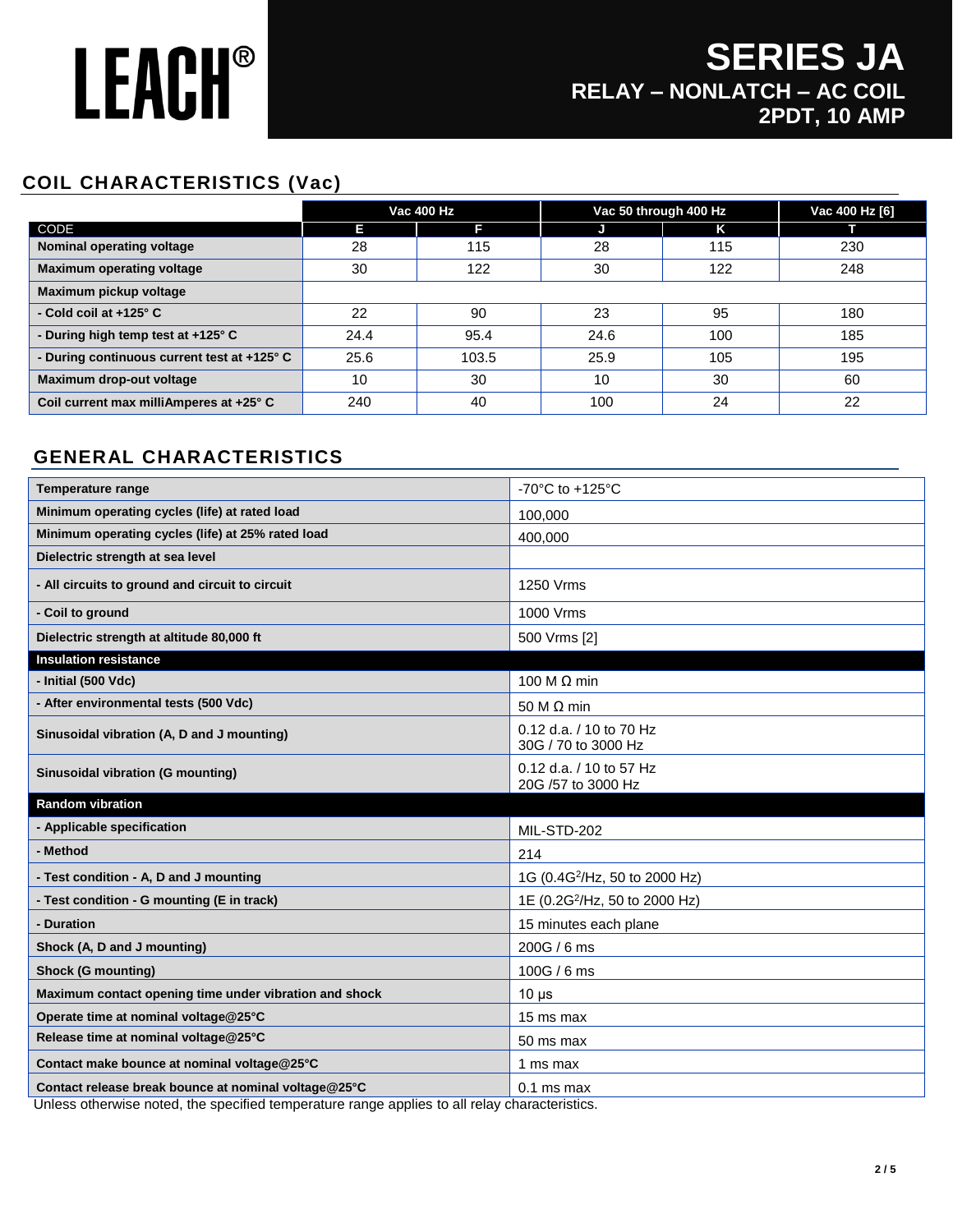# LEACH®

# SERIES JA
## RELAY – NONLATCH – AC COIL
## 2PDT, 10 AMP

## COIL CHARACTERISTICS (Vac)

| | Vac 400 Hz | | Vac 50 through 400 Hz | | Vac 400 Hz [6] |
|---|---|---|---|---|---|
| CODE | E | F | J | K | T |
| **Nominal operating voltage** | 28 | 115 | 28 | 115 | 230 |
| **Maximum operating voltage** | 30 | 122 | 30 | 122 | 248 |
| **Maximum pickup voltage** | | | | | |
| **- Cold coil at +125° C** | 22 | 90 | 23 | 95 | 180 |
| **- During high temp test at +125° C** | 24.4 | 95.4 | 24.6 | 100 | 185 |
| **- During continuous current test at +125° C** | 25.6 | 103.5 | 25.9 | 105 | 195 |
| **Maximum drop-out voltage** | 10 | 30 | 10 | 30 | 60 |
| **Coil current max milliAmperes at +25° C** | 240 | 40 | 100 | 24 | 22 |

## GENERAL CHARACTERISTICS

| | |
|---|---|
| **Temperature range** | -70°C to +125°C |
| **Minimum operating cycles (life) at rated load** | 100,000 |
| **Minimum operating cycles (life) at 25% rated load** | 400,000 |
| **Dielectric strength at sea level** | |
| **- All circuits to ground and circuit to circuit** | 1250 Vrms |
| **- Coil to ground** | 1000 Vrms |
| **Dielectric strength at altitude 80,000 ft** | 500 Vrms [2] |
| **Insulation resistance** | |
| **- Initial (500 Vdc)** | 100 M Ω min |
| **- After environmental tests (500 Vdc)** | 50 M Ω min |
| **Sinusoidal vibration (A, D and J mounting)** | 0.12 d.a. / 10 to 70 Hz<br>30G / 70 to 3000 Hz |
| **Sinusoidal vibration (G mounting)** | 0.12 d.a. / 10 to 57 Hz<br>20G /57 to 3000 Hz |
| **Random vibration** | |
| **- Applicable specification** | MIL-STD-202 |
| **- Method** | 214 |
| **- Test condition - A, D and J mounting** | 1G (0.4$G^2$/Hz, 50 to 2000 Hz) |
| **- Test condition - G mounting (E in track)** | 1E (0.2$G^2$/Hz, 50 to 2000 Hz) |
| **- Duration** | 15 minutes each plane |
| **Shock (A, D and J mounting)** | 200G / 6 ms |
| **Shock (G mounting)** | 100G / 6 ms |
| **Maximum contact opening time under vibration and shock** | 10 µs |
| **Operate time at nominal voltage@25°C** | 15 ms max |
| **Release time at nominal voltage@25°C** | 50 ms max |
| **Contact make bounce at nominal voltage@25°C** | 1 ms max |
| **Contact release break bounce at nominal voltage@25°C** | 0.1 ms max |

Unless otherwise noted, the specified temperature range applies to all relay characteristics.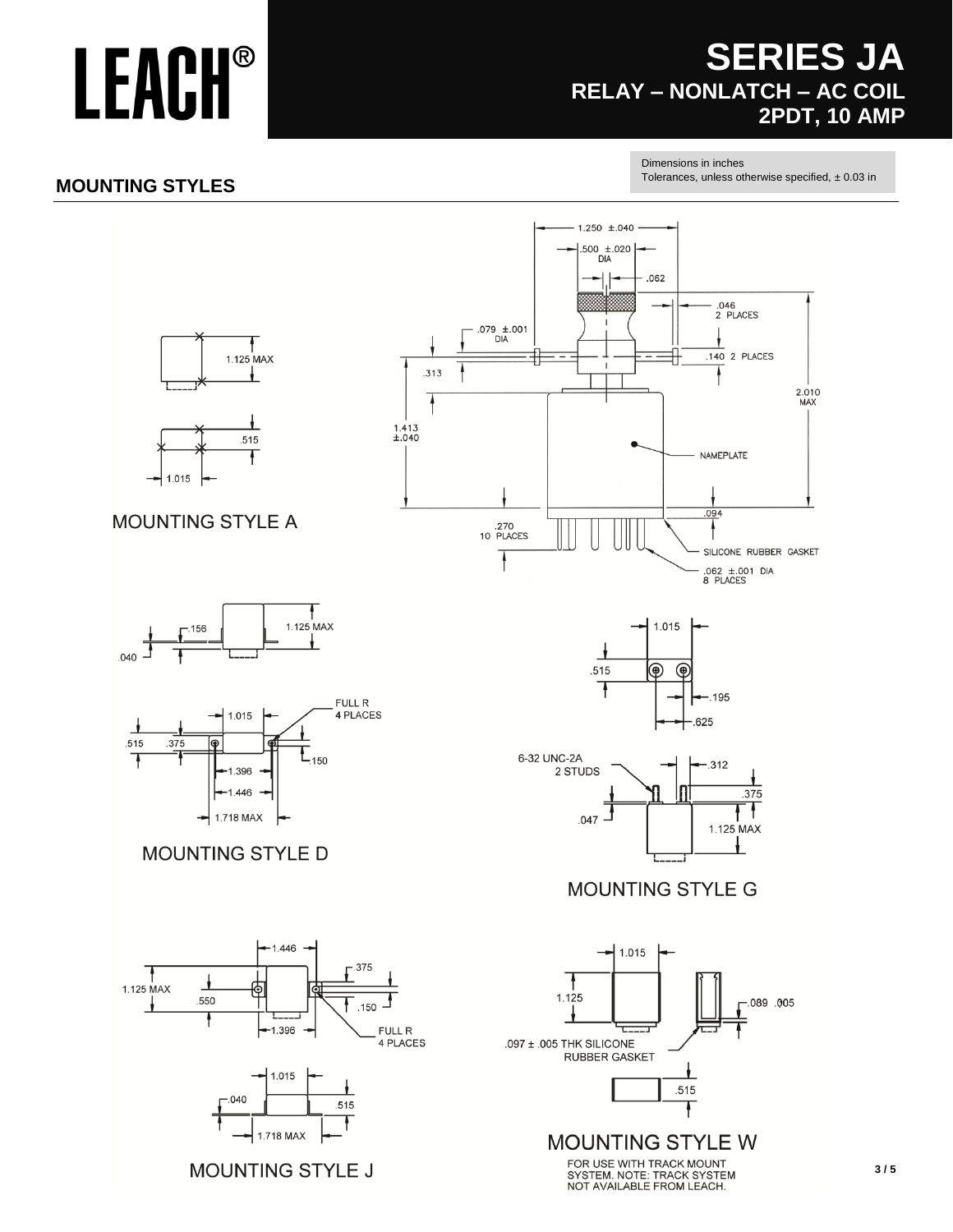# LEACH®

## SERIES JA
### RELAY – NONLATCH – AC COIL
### 2PDT, 10 AMP

Dimensions in inches
Tolerances, unless otherwise specified, ± 0.03 in

## MOUNTING STYLES

1.250 ±.040
.500 ±.020 DIA
.062
.046 2 PLACES
.079 ±.001 DIA
.140 2 PLACES
.313
2.010 MAX
1.413 ±.040
NAMEPLATE
.094
.270 10 PLACES
SILICONE RUBBER GASKET
.062 ±.001 DIA 8 PLACES

1.125 MAX
.515
1.015

MOUNTING STYLE A

.156
1.125 MAX
.040
FULL R 4 PLACES
1.015
.515
.375
.150
1.396
1.446
1.718 MAX

MOUNTING STYLE D

1.015
.515
.195
.625
6-32 UNC-2A 2 STUDS
.312
.375
.047
1.125 MAX

MOUNTING STYLE G

1.446
.375
1.125 MAX
.550
.150
1.396
FULL R 4 PLACES
1.015
.040
.515
1.718 MAX

MOUNTING STYLE J

1.015
1.125
.089 .005
.097 ± .005 THK SILICONE RUBBER GASKET
.515

MOUNTING STYLE W

FOR USE WITH TRACK MOUNT SYSTEM. NOTE: TRACK SYSTEM NOT AVAILABLE FROM LEACH.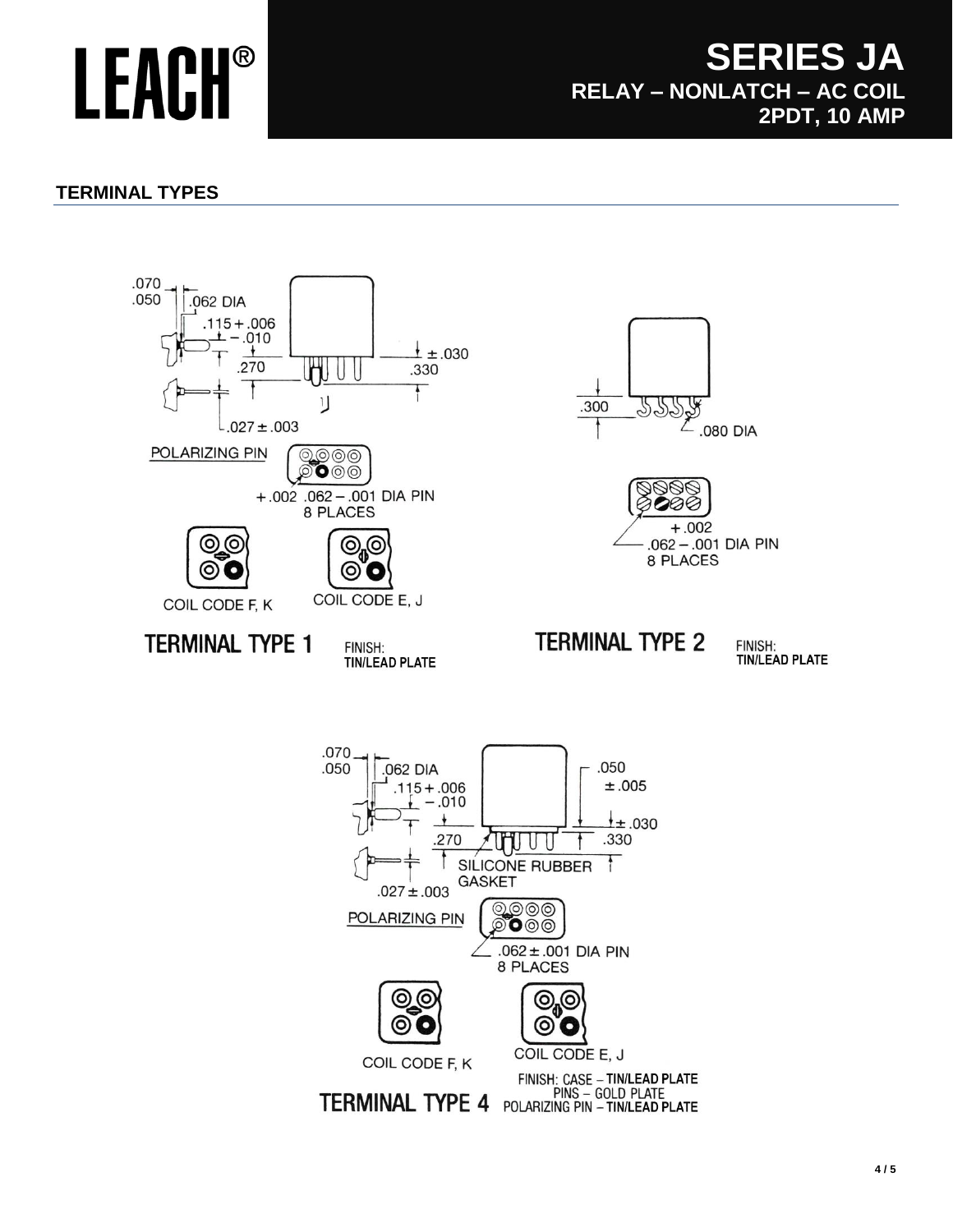# LEACH®

## SERIES JA
**RELAY – NONLATCH – AC COIL**
**2PDT, 10 AMP**

### TERMINAL TYPES

.070
.050
.062 DIA
.115 + .006 − .010
.270
± .030
.330
.027 ± .003
POLARIZING PIN
+ .002 .062 − .001 DIA PIN
8 PLACES
COIL CODE F, K
COIL CODE E, J

**TERMINAL TYPE 1** FINISH: TIN/LEAD PLATE

.300
.080 DIA
+ .002
.062 − .001 DIA PIN
8 PLACES

**TERMINAL TYPE 2** FINISH: TIN/LEAD PLATE

.070
.050
.062 DIA
.115 + .006 − .010
.050 ± .005
± .030
.270
.330
SILICONE RUBBER GASKET
.027 ± .003
POLARIZING PIN
.062 ± .001 DIA PIN
8 PLACES
COIL CODE F, K
COIL CODE E, J

**TERMINAL TYPE 4** FINISH: CASE – TIN/LEAD PLATE
PINS – GOLD PLATE
POLARIZING PIN – TIN/LEAD PLATE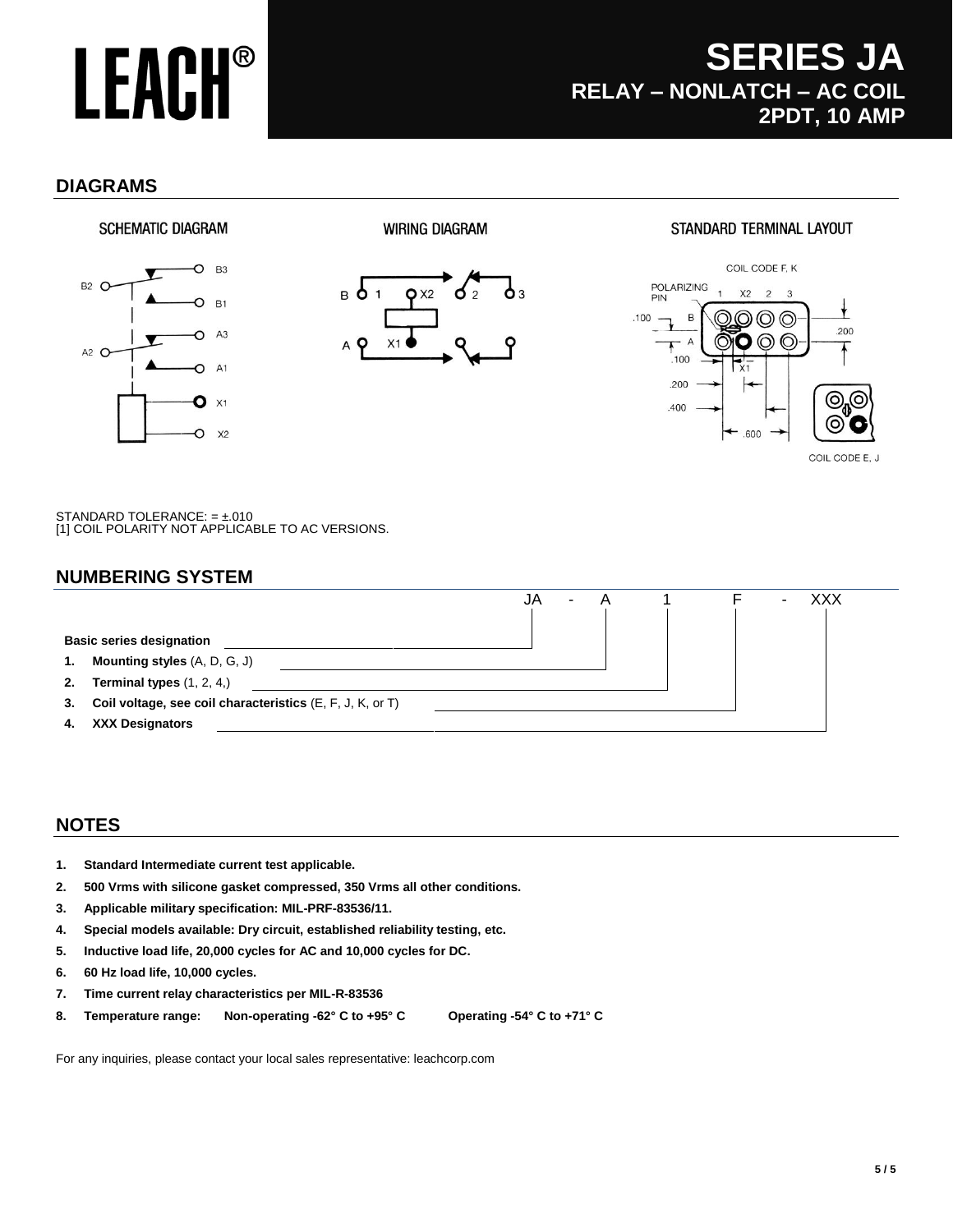# LEACH®

# SERIES JA
## RELAY – NONLATCH – AC COIL
## 2PDT, 10 AMP

## DIAGRAMS

SCHEMATIC DIAGRAM

WIRING DIAGRAM

STANDARD TERMINAL LAYOUT

STANDARD TOLERANCE: = ±.010
[1] COIL POLARITY NOT APPLICABLE TO AC VERSIONS.

## NUMBERING SYSTEM

JA - A 1 F - XXX

**Basic series designation**

1. **Mounting styles** (A, D, G, J)
2. **Terminal types** (1, 2, 4,)
3. **Coil voltage, see coil characteristics** (E, F, J, K, or T)
4. **XXX Designators**

## NOTES

1. **Standard Intermediate current test applicable.**
2. **500 Vrms with silicone gasket compressed, 350 Vrms all other conditions.**
3. **Applicable military specification: MIL-PRF-83536/11.**
4. **Special models available: Dry circuit, established reliability testing, etc.**
5. **Inductive load life, 20,000 cycles for AC and 10,000 cycles for DC.**
6. **60 Hz load life, 10,000 cycles.**
7. **Time current relay characteristics per MIL-R-83536**
8. **Temperature range: Non-operating -62° C to +95° C Operating -54° C to +71° C**

For any inquiries, please contact your local sales representative: leachcorp.com